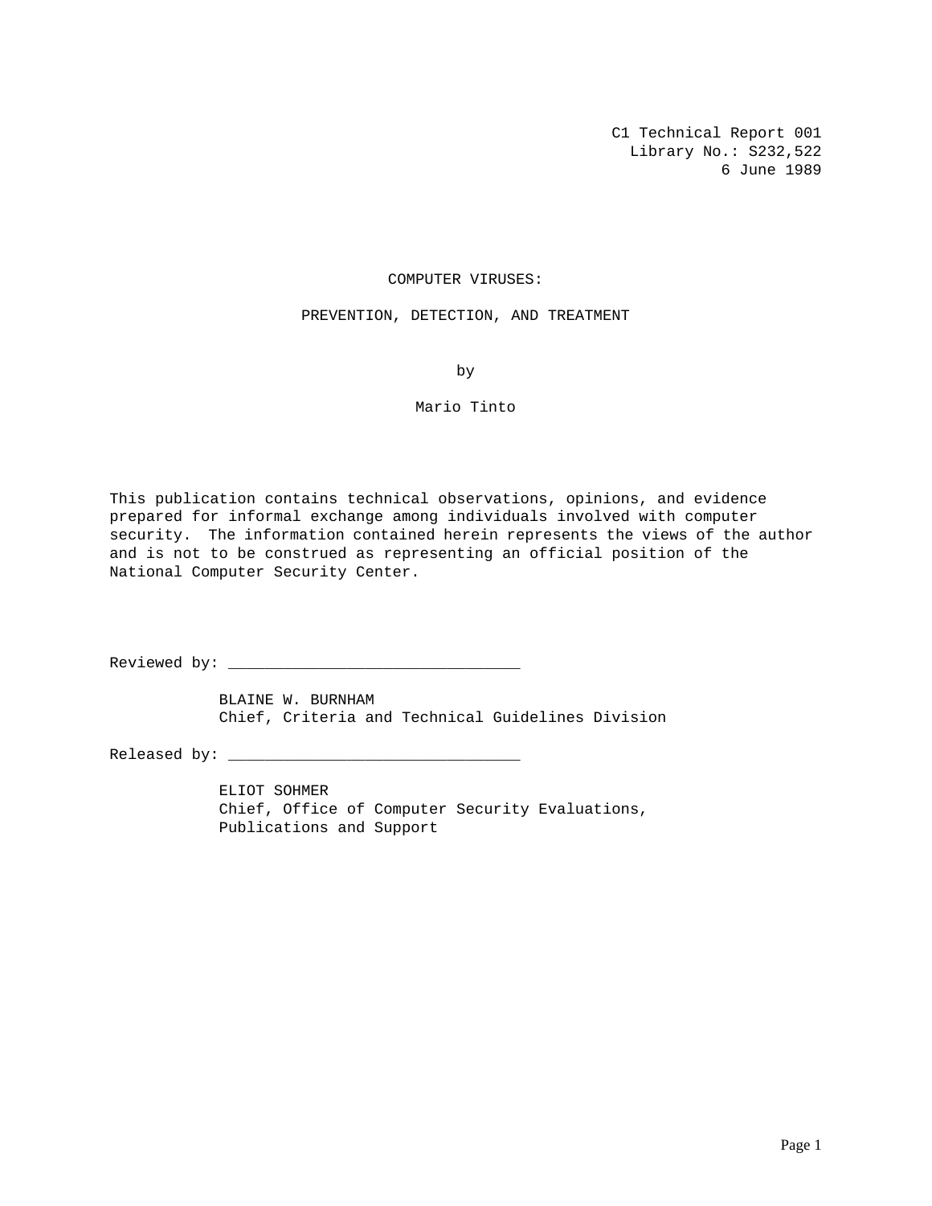C1 Technical Report 001
Library No.: S232,522
6 June 1989

# COMPUTER VIRUSES:

# PREVENTION, DETECTION, AND TREATMENT

by

Mario Tinto

This publication contains technical observations, opinions, and evidence prepared for informal exchange among individuals involved with computer security. The information contained herein represents the views of the author and is not to be construed as representing an official position of the National Computer Security Center.

Reviewed by: ________________________________

BLAINE W. BURNHAM
Chief, Criteria and Technical Guidelines Division

Released by: ________________________________

ELIOT SOHMER
Chief, Office of Computer Security Evaluations, Publications and Support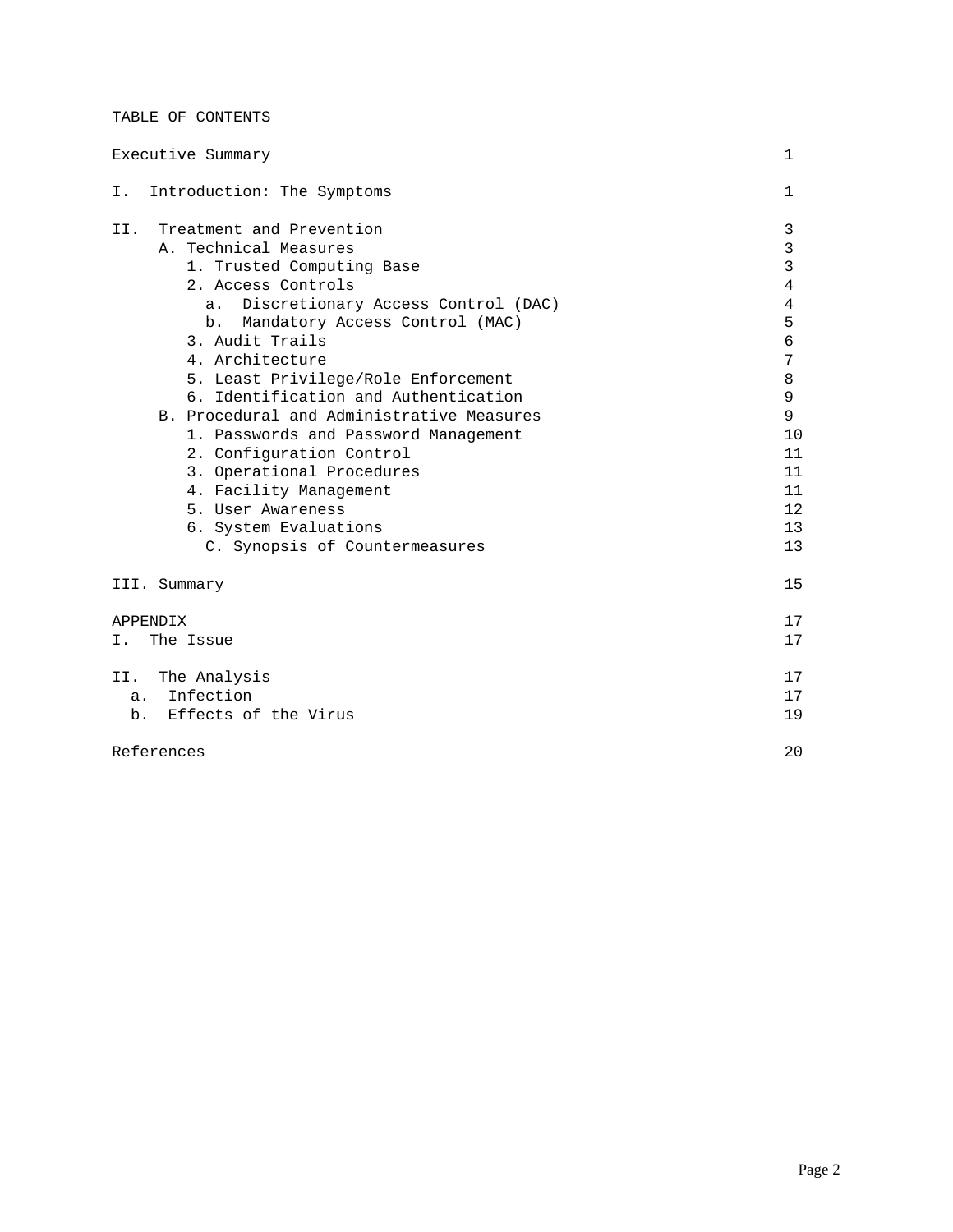# TABLE OF CONTENTS

| | |
|---|---|
| Executive Summary | 1 |
| I. Introduction: The Symptoms | 1 |
| II. Treatment and Prevention | 3 |
| A. Technical Measures | 3 |
| 1. Trusted Computing Base | 3 |
| 2. Access Controls | 4 |
| a. Discretionary Access Control (DAC) | 4 |
| b. Mandatory Access Control (MAC) | 5 |
| 3. Audit Trails | 6 |
| 4. Architecture | 7 |
| 5. Least Privilege/Role Enforcement | 8 |
| 6. Identification and Authentication | 9 |
| B. Procedural and Administrative Measures | 9 |
| 1. Passwords and Password Management | 10 |
| 2. Configuration Control | 11 |
| 3. Operational Procedures | 11 |
| 4. Facility Management | 11 |
| 5. User Awareness | 12 |
| 6. System Evaluations | 13 |
| C. Synopsis of Countermeasures | 13 |
| III. Summary | 15 |
| APPENDIX | 17 |
| I. The Issue | 17 |
| II. The Analysis | 17 |
| a. Infection | 17 |
| b. Effects of the Virus | 19 |
| References | 20 |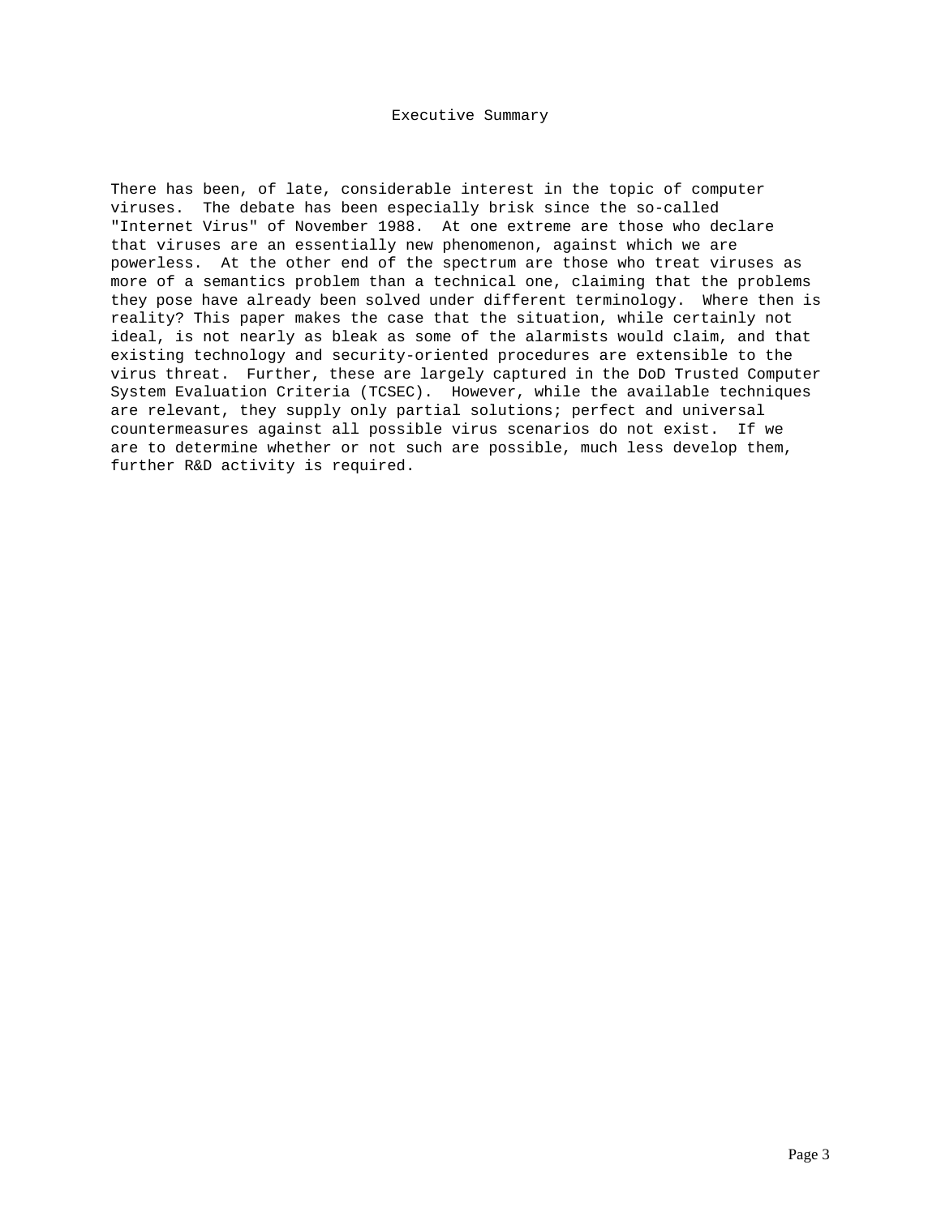# Executive Summary

There has been, of late, considerable interest in the topic of computer viruses. The debate has been especially brisk since the so-called "Internet Virus" of November 1988. At one extreme are those who declare that viruses are an essentially new phenomenon, against which we are powerless. At the other end of the spectrum are those who treat viruses as more of a semantics problem than a technical one, claiming that the problems they pose have already been solved under different terminology. Where then is reality? This paper makes the case that the situation, while certainly not ideal, is not nearly as bleak as some of the alarmists would claim, and that existing technology and security-oriented procedures are extensible to the virus threat. Further, these are largely captured in the DoD Trusted Computer System Evaluation Criteria (TCSEC). However, while the available techniques are relevant, they supply only partial solutions; perfect and universal countermeasures against all possible virus scenarios do not exist. If we are to determine whether or not such are possible, much less develop them, further R&D activity is required.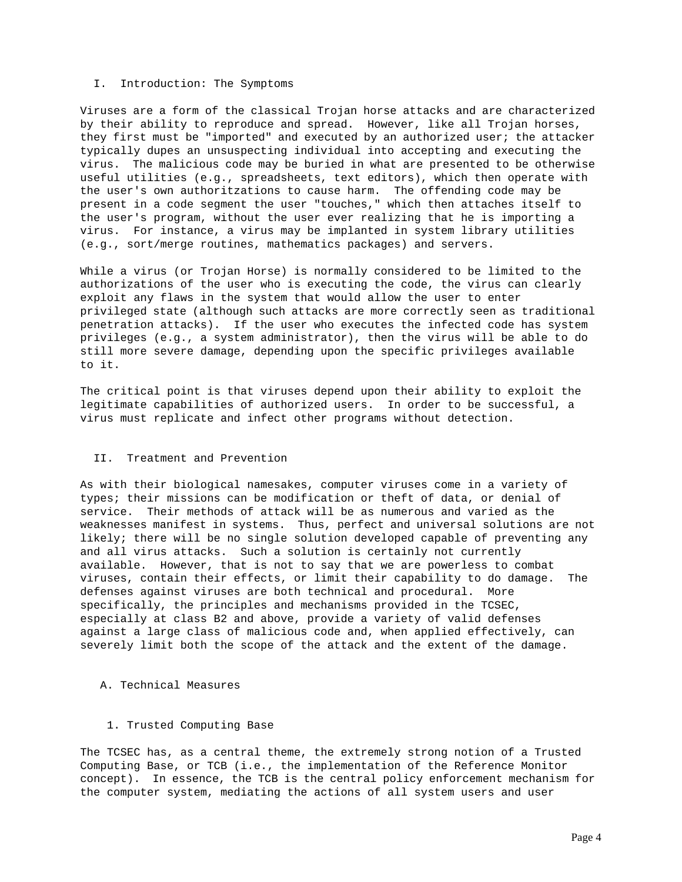## I. Introduction: The Symptoms

Viruses are a form of the classical Trojan horse attacks and are characterized by their ability to reproduce and spread. However, like all Trojan horses, they first must be "imported" and executed by an authorized user; the attacker typically dupes an unsuspecting individual into accepting and executing the virus. The malicious code may be buried in what are presented to be otherwise useful utilities (e.g., spreadsheets, text editors), which then operate with the user's own authoritzations to cause harm. The offending code may be present in a code segment the user "touches," which then attaches itself to the user's program, without the user ever realizing that he is importing a virus. For instance, a virus may be implanted in system library utilities (e.g., sort/merge routines, mathematics packages) and servers.

While a virus (or Trojan Horse) is normally considered to be limited to the authorizations of the user who is executing the code, the virus can clearly exploit any flaws in the system that would allow the user to enter privileged state (although such attacks are more correctly seen as traditional penetration attacks). If the user who executes the infected code has system privileges (e.g., a system administrator), then the virus will be able to do still more severe damage, depending upon the specific privileges available to it.

The critical point is that viruses depend upon their ability to exploit the legitimate capabilities of authorized users. In order to be successful, a virus must replicate and infect other programs without detection.

## II. Treatment and Prevention

As with their biological namesakes, computer viruses come in a variety of types; their missions can be modification or theft of data, or denial of service. Their methods of attack will be as numerous and varied as the weaknesses manifest in systems. Thus, perfect and universal solutions are not likely; there will be no single solution developed capable of preventing any and all virus attacks. Such a solution is certainly not currently available. However, that is not to say that we are powerless to combat viruses, contain their effects, or limit their capability to do damage. The defenses against viruses are both technical and procedural. More specifically, the principles and mechanisms provided in the TCSEC, especially at class B2 and above, provide a variety of valid defenses against a large class of malicious code and, when applied effectively, can severely limit both the scope of the attack and the extent of the damage.

### A. Technical Measures

#### 1. Trusted Computing Base

The TCSEC has, as a central theme, the extremely strong notion of a Trusted Computing Base, or TCB (i.e., the implementation of the Reference Monitor concept). In essence, the TCB is the central policy enforcement mechanism for the computer system, mediating the actions of all system users and user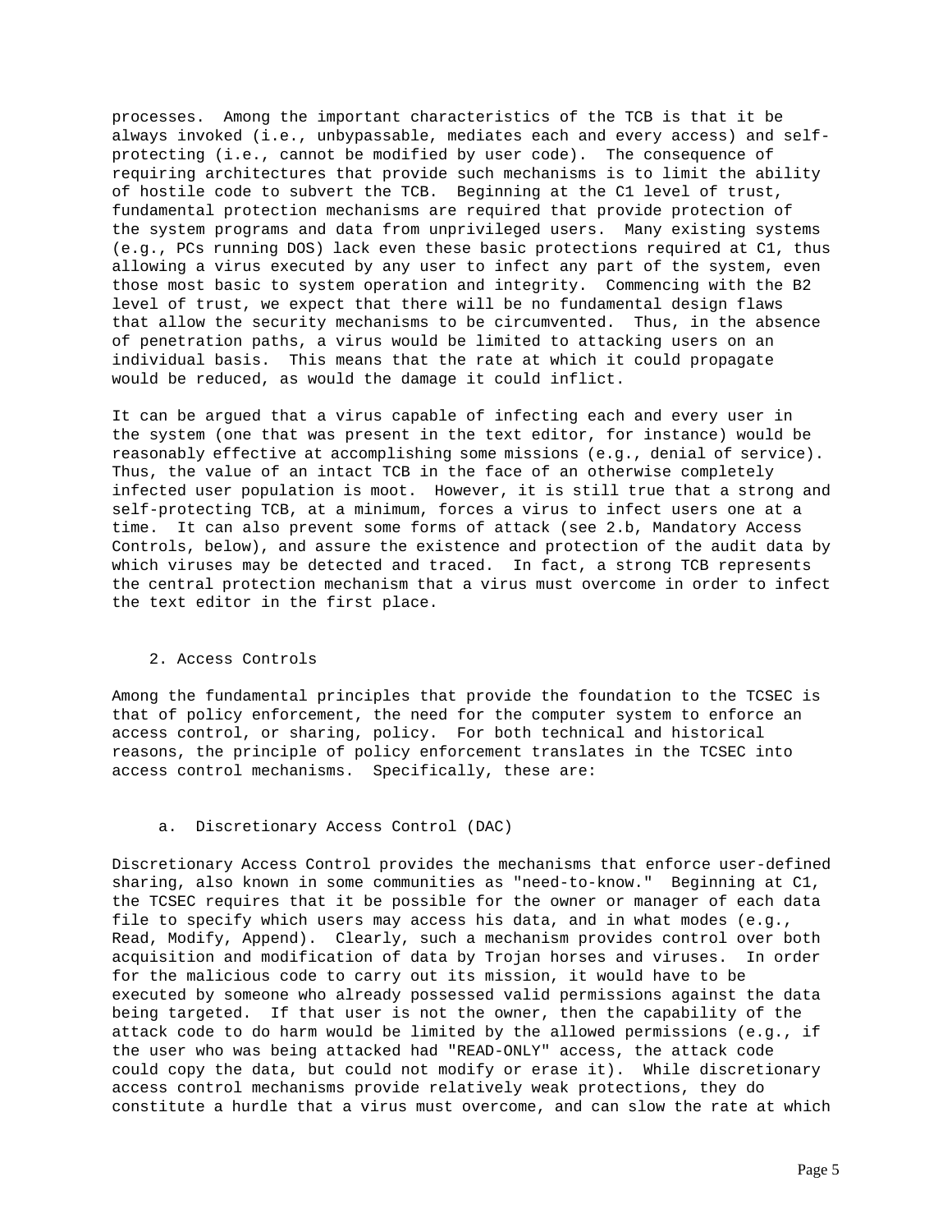processes. Among the important characteristics of the TCB is that it be always invoked (i.e., unbypassable, mediates each and every access) and self-protecting (i.e., cannot be modified by user code). The consequence of requiring architectures that provide such mechanisms is to limit the ability of hostile code to subvert the TCB. Beginning at the C1 level of trust, fundamental protection mechanisms are required that provide protection of the system programs and data from unprivileged users. Many existing systems (e.g., PCs running DOS) lack even these basic protections required at C1, thus allowing a virus executed by any user to infect any part of the system, even those most basic to system operation and integrity. Commencing with the B2 level of trust, we expect that there will be no fundamental design flaws that allow the security mechanisms to be circumvented. Thus, in the absence of penetration paths, a virus would be limited to attacking users on an individual basis. This means that the rate at which it could propagate would be reduced, as would the damage it could inflict.

It can be argued that a virus capable of infecting each and every user in the system (one that was present in the text editor, for instance) would be reasonably effective at accomplishing some missions (e.g., denial of service). Thus, the value of an intact TCB in the face of an otherwise completely infected user population is moot. However, it is still true that a strong and self-protecting TCB, at a minimum, forces a virus to infect users one at a time. It can also prevent some forms of attack (see 2.b, Mandatory Access Controls, below), and assure the existence and protection of the audit data by which viruses may be detected and traced. In fact, a strong TCB represents the central protection mechanism that a virus must overcome in order to infect the text editor in the first place.

## 2. Access Controls

Among the fundamental principles that provide the foundation to the TCSEC is that of policy enforcement, the need for the computer system to enforce an access control, or sharing, policy. For both technical and historical reasons, the principle of policy enforcement translates in the TCSEC into access control mechanisms. Specifically, these are:

### a. Discretionary Access Control (DAC)

Discretionary Access Control provides the mechanisms that enforce user-defined sharing, also known in some communities as "need-to-know." Beginning at C1, the TCSEC requires that it be possible for the owner or manager of each data file to specify which users may access his data, and in what modes (e.g., Read, Modify, Append). Clearly, such a mechanism provides control over both acquisition and modification of data by Trojan horses and viruses. In order for the malicious code to carry out its mission, it would have to be executed by someone who already possessed valid permissions against the data being targeted. If that user is not the owner, then the capability of the attack code to do harm would be limited by the allowed permissions (e.g., if the user who was being attacked had "READ-ONLY" access, the attack code could copy the data, but could not modify or erase it). While discretionary access control mechanisms provide relatively weak protections, they do constitute a hurdle that a virus must overcome, and can slow the rate at which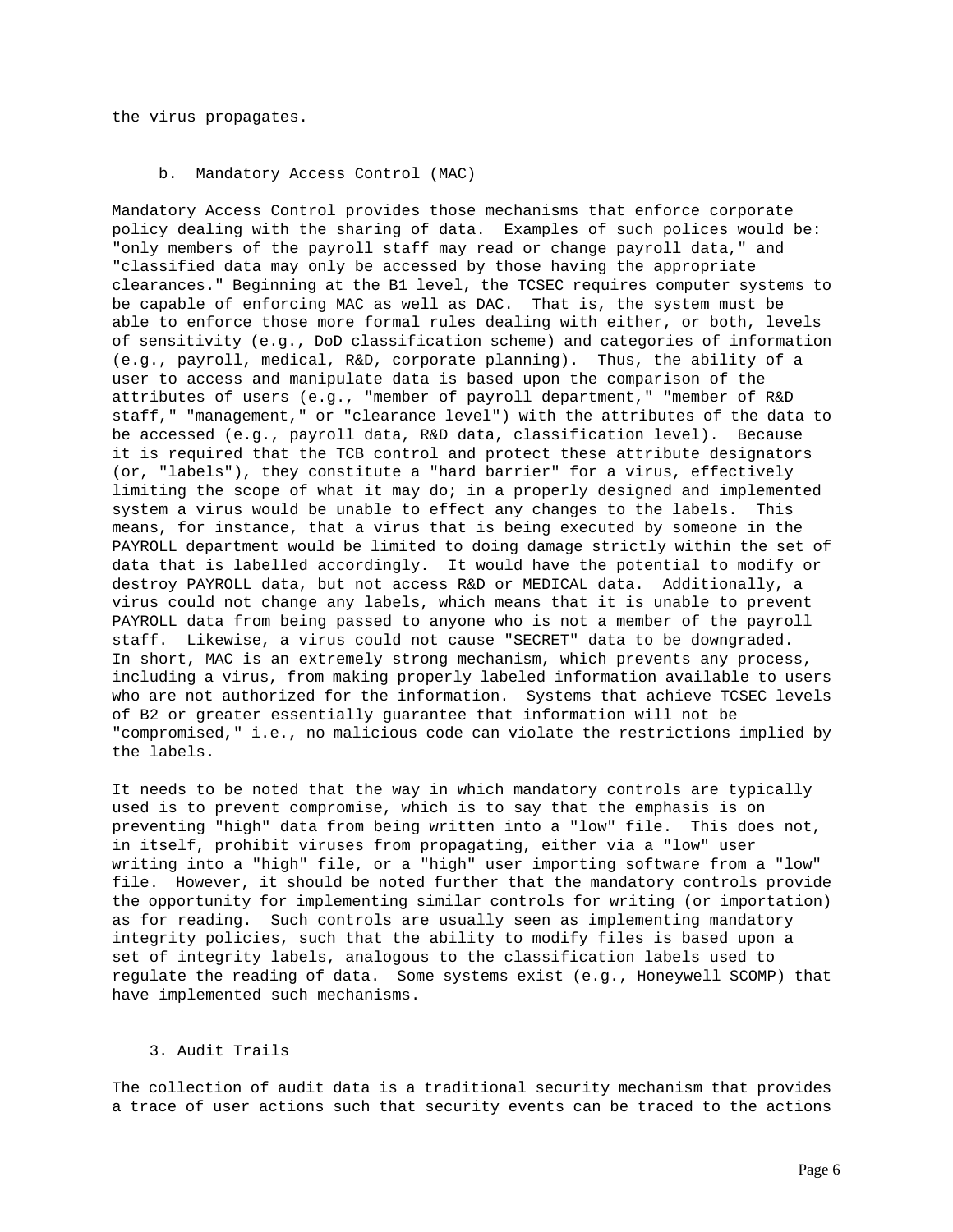the virus propagates.

### b. Mandatory Access Control (MAC)

Mandatory Access Control provides those mechanisms that enforce corporate policy dealing with the sharing of data. Examples of such polices would be: "only members of the payroll staff may read or change payroll data," and "classified data may only be accessed by those having the appropriate clearances." Beginning at the B1 level, the TCSEC requires computer systems to be capable of enforcing MAC as well as DAC. That is, the system must be able to enforce those more formal rules dealing with either, or both, levels of sensitivity (e.g., DoD classification scheme) and categories of information (e.g., payroll, medical, R&D, corporate planning). Thus, the ability of a user to access and manipulate data is based upon the comparison of the attributes of users (e.g., "member of payroll department," "member of R&D staff," "management," or "clearance level") with the attributes of the data to be accessed (e.g., payroll data, R&D data, classification level). Because it is required that the TCB control and protect these attribute designators (or, "labels"), they constitute a "hard barrier" for a virus, effectively limiting the scope of what it may do; in a properly designed and implemented system a virus would be unable to effect any changes to the labels. This means, for instance, that a virus that is being executed by someone in the PAYROLL department would be limited to doing damage strictly within the set of data that is labelled accordingly. It would have the potential to modify or destroy PAYROLL data, but not access R&D or MEDICAL data. Additionally, a virus could not change any labels, which means that it is unable to prevent PAYROLL data from being passed to anyone who is not a member of the payroll staff. Likewise, a virus could not cause "SECRET" data to be downgraded. In short, MAC is an extremely strong mechanism, which prevents any process, including a virus, from making properly labeled information available to users who are not authorized for the information. Systems that achieve TCSEC levels of B2 or greater essentially guarantee that information will not be "compromised," i.e., no malicious code can violate the restrictions implied by the labels.

It needs to be noted that the way in which mandatory controls are typically used is to prevent compromise, which is to say that the emphasis is on preventing "high" data from being written into a "low" file. This does not, in itself, prohibit viruses from propagating, either via a "low" user writing into a "high" file, or a "high" user importing software from a "low" file. However, it should be noted further that the mandatory controls provide the opportunity for implementing similar controls for writing (or importation) as for reading. Such controls are usually seen as implementing mandatory integrity policies, such that the ability to modify files is based upon a set of integrity labels, analogous to the classification labels used to regulate the reading of data. Some systems exist (e.g., Honeywell SCOMP) that have implemented such mechanisms.

## 3. Audit Trails

The collection of audit data is a traditional security mechanism that provides a trace of user actions such that security events can be traced to the actions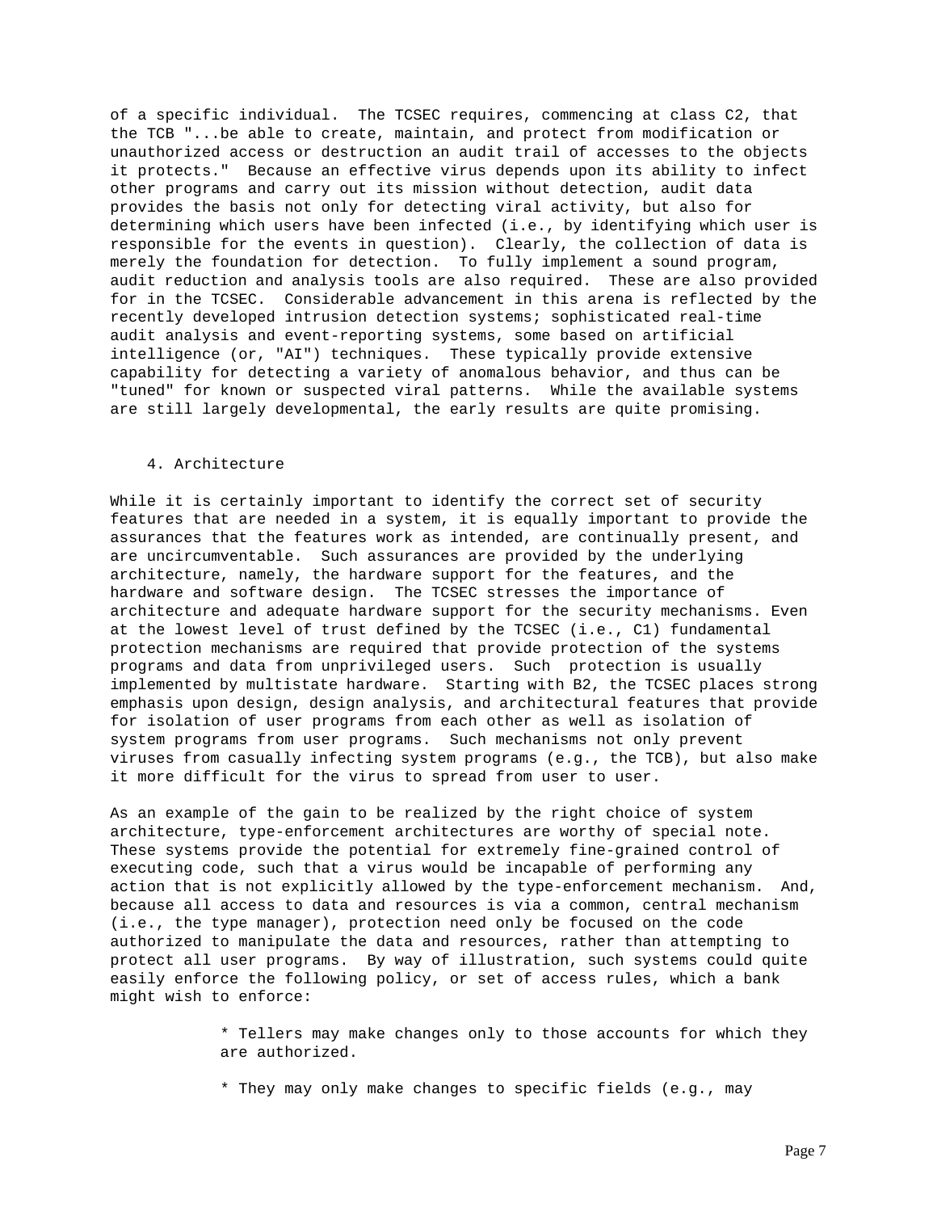of a specific individual. The TCSEC requires, commencing at class C2, that the TCB "...be able to create, maintain, and protect from modification or unauthorized access or destruction an audit trail of accesses to the objects it protects." Because an effective virus depends upon its ability to infect other programs and carry out its mission without detection, audit data provides the basis not only for detecting viral activity, but also for determining which users have been infected (i.e., by identifying which user is responsible for the events in question). Clearly, the collection of data is merely the foundation for detection. To fully implement a sound program, audit reduction and analysis tools are also required. These are also provided for in the TCSEC. Considerable advancement in this arena is reflected by the recently developed intrusion detection systems; sophisticated real-time audit analysis and event-reporting systems, some based on artificial intelligence (or, "AI") techniques. These typically provide extensive capability for detecting a variety of anomalous behavior, and thus can be "tuned" for known or suspected viral patterns. While the available systems are still largely developmental, the early results are quite promising.

### 4. Architecture

While it is certainly important to identify the correct set of security features that are needed in a system, it is equally important to provide the assurances that the features work as intended, are continually present, and are uncircumventable. Such assurances are provided by the underlying architecture, namely, the hardware support for the features, and the hardware and software design. The TCSEC stresses the importance of architecture and adequate hardware support for the security mechanisms. Even at the lowest level of trust defined by the TCSEC (i.e., C1) fundamental protection mechanisms are required that provide protection of the systems programs and data from unprivileged users. Such protection is usually implemented by multistate hardware. Starting with B2, the TCSEC places strong emphasis upon design, design analysis, and architectural features that provide for isolation of user programs from each other as well as isolation of system programs from user programs. Such mechanisms not only prevent viruses from casually infecting system programs (e.g., the TCB), but also make it more difficult for the virus to spread from user to user.

As an example of the gain to be realized by the right choice of system architecture, type-enforcement architectures are worthy of special note. These systems provide the potential for extremely fine-grained control of executing code, such that a virus would be incapable of performing any action that is not explicitly allowed by the type-enforcement mechanism. And, because all access to data and resources is via a common, central mechanism (i.e., the type manager), protection need only be focused on the code authorized to manipulate the data and resources, rather than attempting to protect all user programs. By way of illustration, such systems could quite easily enforce the following policy, or set of access rules, which a bank might wish to enforce:

* Tellers may make changes only to those accounts for which they are authorized.

* They may only make changes to specific fields (e.g., may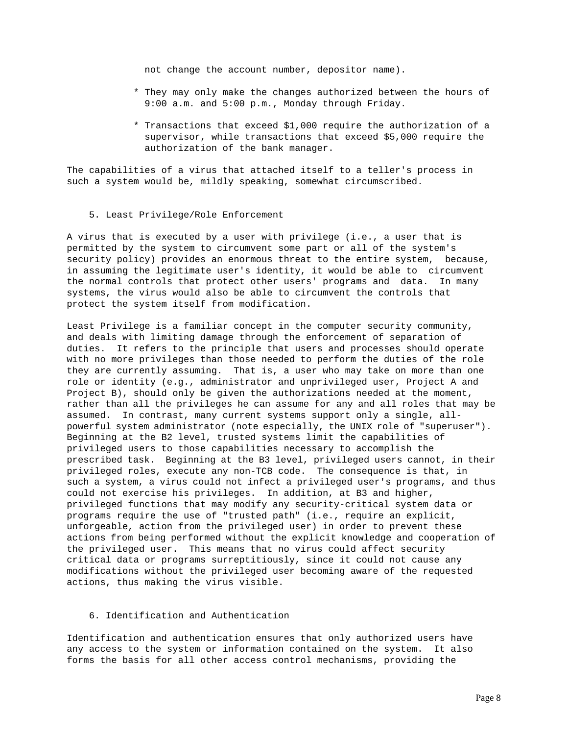not change the account number, depositor name).

* They may only make the changes authorized between the hours of 9:00 a.m. and 5:00 p.m., Monday through Friday.

* Transactions that exceed $1,000 require the authorization of a supervisor, while transactions that exceed $5,000 require the authorization of the bank manager.

The capabilities of a virus that attached itself to a teller's process in such a system would be, mildly speaking, somewhat circumscribed.

## 5. Least Privilege/Role Enforcement

A virus that is executed by a user with privilege (i.e., a user that is permitted by the system to circumvent some part or all of the system's security policy) provides an enormous threat to the entire system, because, in assuming the legitimate user's identity, it would be able to circumvent the normal controls that protect other users' programs and data. In many systems, the virus would also be able to circumvent the controls that protect the system itself from modification.

Least Privilege is a familiar concept in the computer security community, and deals with limiting damage through the enforcement of separation of duties. It refers to the principle that users and processes should operate with no more privileges than those needed to perform the duties of the role they are currently assuming. That is, a user who may take on more than one role or identity (e.g., administrator and unprivileged user, Project A and Project B), should only be given the authorizations needed at the moment, rather than all the privileges he can assume for any and all roles that may be assumed. In contrast, many current systems support only a single, all-powerful system administrator (note especially, the UNIX role of "superuser"). Beginning at the B2 level, trusted systems limit the capabilities of privileged users to those capabilities necessary to accomplish the prescribed task. Beginning at the B3 level, privileged users cannot, in their privileged roles, execute any non-TCB code. The consequence is that, in such a system, a virus could not infect a privileged user's programs, and thus could not exercise his privileges. In addition, at B3 and higher, privileged functions that may modify any security-critical system data or programs require the use of "trusted path" (i.e., require an explicit, unforgeable, action from the privileged user) in order to prevent these actions from being performed without the explicit knowledge and cooperation of the privileged user. This means that no virus could affect security critical data or programs surreptitiously, since it could not cause any modifications without the privileged user becoming aware of the requested actions, thus making the virus visible.

## 6. Identification and Authentication

Identification and authentication ensures that only authorized users have any access to the system or information contained on the system. It also forms the basis for all other access control mechanisms, providing the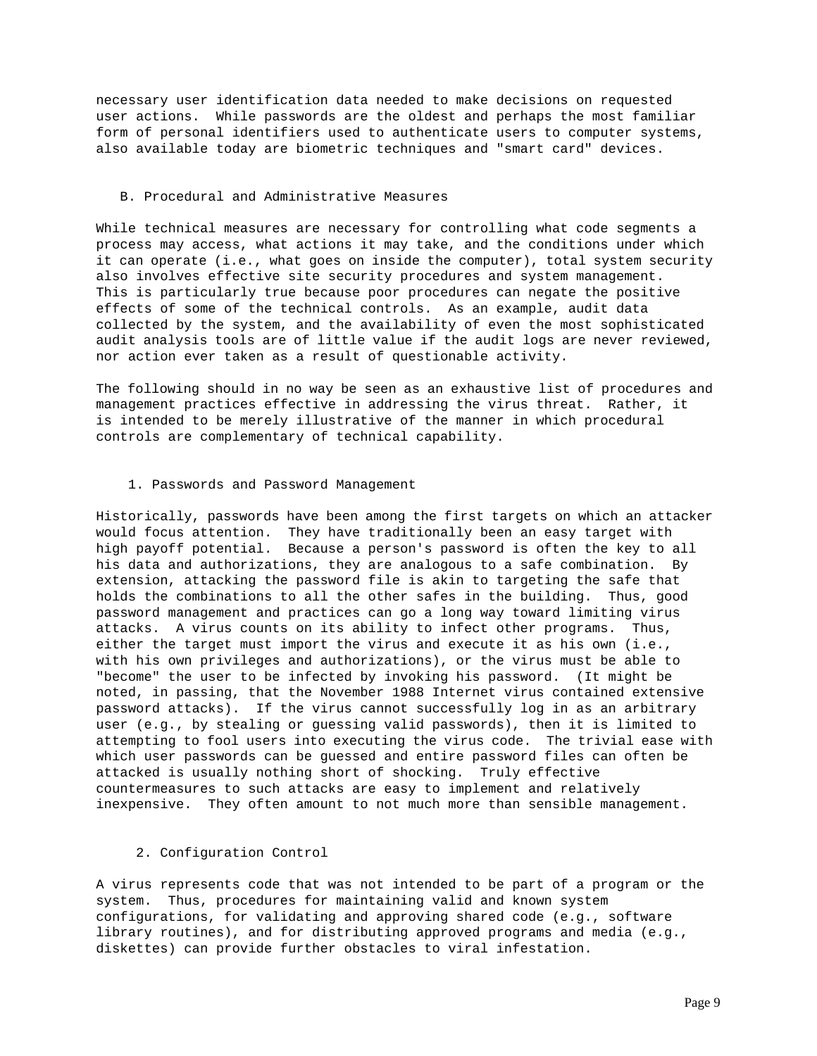necessary user identification data needed to make decisions on requested user actions. While passwords are the oldest and perhaps the most familiar form of personal identifiers used to authenticate users to computer systems, also available today are biometric techniques and "smart card" devices.

## B. Procedural and Administrative Measures

While technical measures are necessary for controlling what code segments a process may access, what actions it may take, and the conditions under which it can operate (i.e., what goes on inside the computer), total system security also involves effective site security procedures and system management. This is particularly true because poor procedures can negate the positive effects of some of the technical controls. As an example, audit data collected by the system, and the availability of even the most sophisticated audit analysis tools are of little value if the audit logs are never reviewed, nor action ever taken as a result of questionable activity.

The following should in no way be seen as an exhaustive list of procedures and management practices effective in addressing the virus threat. Rather, it is intended to be merely illustrative of the manner in which procedural controls are complementary of technical capability.

### 1. Passwords and Password Management

Historically, passwords have been among the first targets on which an attacker would focus attention. They have traditionally been an easy target with high payoff potential. Because a person's password is often the key to all his data and authorizations, they are analogous to a safe combination. By extension, attacking the password file is akin to targeting the safe that holds the combinations to all the other safes in the building. Thus, good password management and practices can go a long way toward limiting virus attacks. A virus counts on its ability to infect other programs. Thus, either the target must import the virus and execute it as his own (i.e., with his own privileges and authorizations), or the virus must be able to "become" the user to be infected by invoking his password. (It might be noted, in passing, that the November 1988 Internet virus contained extensive password attacks). If the virus cannot successfully log in as an arbitrary user (e.g., by stealing or guessing valid passwords), then it is limited to attempting to fool users into executing the virus code. The trivial ease with which user passwords can be guessed and entire password files can often be attacked is usually nothing short of shocking. Truly effective countermeasures to such attacks are easy to implement and relatively inexpensive. They often amount to not much more than sensible management.

### 2. Configuration Control

A virus represents code that was not intended to be part of a program or the system. Thus, procedures for maintaining valid and known system configurations, for validating and approving shared code (e.g., software library routines), and for distributing approved programs and media (e.g., diskettes) can provide further obstacles to viral infestation.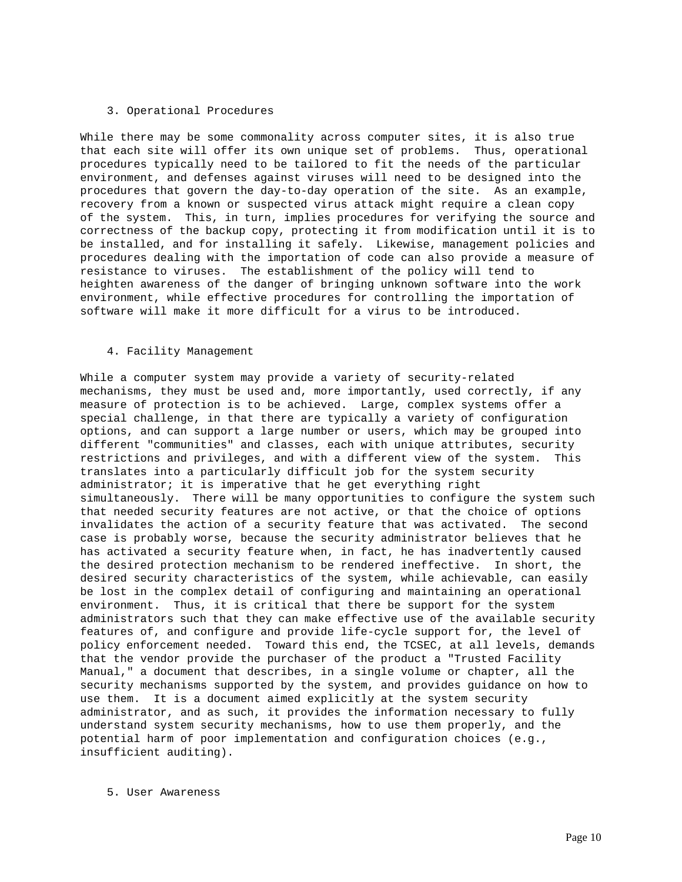## 3. Operational Procedures

While there may be some commonality across computer sites, it is also true that each site will offer its own unique set of problems. Thus, operational procedures typically need to be tailored to fit the needs of the particular environment, and defenses against viruses will need to be designed into the procedures that govern the day-to-day operation of the site. As an example, recovery from a known or suspected virus attack might require a clean copy of the system. This, in turn, implies procedures for verifying the source and correctness of the backup copy, protecting it from modification until it is to be installed, and for installing it safely. Likewise, management policies and procedures dealing with the importation of code can also provide a measure of resistance to viruses. The establishment of the policy will tend to heighten awareness of the danger of bringing unknown software into the work environment, while effective procedures for controlling the importation of software will make it more difficult for a virus to be introduced.

## 4. Facility Management

While a computer system may provide a variety of security-related mechanisms, they must be used and, more importantly, used correctly, if any measure of protection is to be achieved. Large, complex systems offer a special challenge, in that there are typically a variety of configuration options, and can support a large number or users, which may be grouped into different "communities" and classes, each with unique attributes, security restrictions and privileges, and with a different view of the system. This translates into a particularly difficult job for the system security administrator; it is imperative that he get everything right simultaneously. There will be many opportunities to configure the system such that needed security features are not active, or that the choice of options invalidates the action of a security feature that was activated. The second case is probably worse, because the security administrator believes that he has activated a security feature when, in fact, he has inadvertently caused the desired protection mechanism to be rendered ineffective. In short, the desired security characteristics of the system, while achievable, can easily be lost in the complex detail of configuring and maintaining an operational environment. Thus, it is critical that there be support for the system administrators such that they can make effective use of the available security features of, and configure and provide life-cycle support for, the level of policy enforcement needed. Toward this end, the TCSEC, at all levels, demands that the vendor provide the purchaser of the product a "Trusted Facility Manual," a document that describes, in a single volume or chapter, all the security mechanisms supported by the system, and provides guidance on how to use them. It is a document aimed explicitly at the system security administrator, and as such, it provides the information necessary to fully understand system security mechanisms, how to use them properly, and the potential harm of poor implementation and configuration choices (e.g., insufficient auditing).

## 5. User Awareness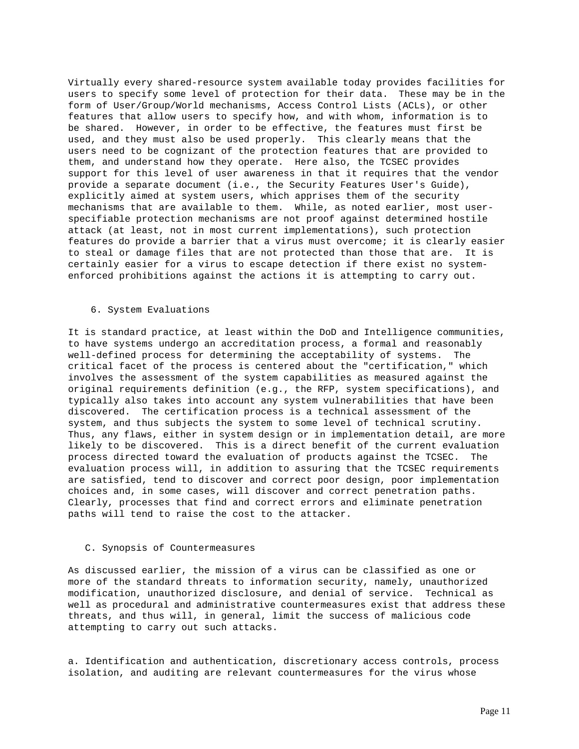Virtually every shared-resource system available today provides facilities for users to specify some level of protection for their data. These may be in the form of User/Group/World mechanisms, Access Control Lists (ACLs), or other features that allow users to specify how, and with whom, information is to be shared. However, in order to be effective, the features must first be used, and they must also be used properly. This clearly means that the users need to be cognizant of the protection features that are provided to them, and understand how they operate. Here also, the TCSEC provides support for this level of user awareness in that it requires that the vendor provide a separate document (i.e., the Security Features User's Guide), explicitly aimed at system users, which apprises them of the security mechanisms that are available to them. While, as noted earlier, most user-specifiable protection mechanisms are not proof against determined hostile attack (at least, not in most current implementations), such protection features do provide a barrier that a virus must overcome; it is clearly easier to steal or damage files that are not protected than those that are. It is certainly easier for a virus to escape detection if there exist no system-enforced prohibitions against the actions it is attempting to carry out.

### 6. System Evaluations

It is standard practice, at least within the DoD and Intelligence communities, to have systems undergo an accreditation process, a formal and reasonably well-defined process for determining the acceptability of systems. The critical facet of the process is centered about the "certification," which involves the assessment of the system capabilities as measured against the original requirements definition (e.g., the RFP, system specifications), and typically also takes into account any system vulnerabilities that have been discovered. The certification process is a technical assessment of the system, and thus subjects the system to some level of technical scrutiny. Thus, any flaws, either in system design or in implementation detail, are more likely to be discovered. This is a direct benefit of the current evaluation process directed toward the evaluation of products against the TCSEC. The evaluation process will, in addition to assuring that the TCSEC requirements are satisfied, tend to discover and correct poor design, poor implementation choices and, in some cases, will discover and correct penetration paths. Clearly, processes that find and correct errors and eliminate penetration paths will tend to raise the cost to the attacker.

## C. Synopsis of Countermeasures

As discussed earlier, the mission of a virus can be classified as one or more of the standard threats to information security, namely, unauthorized modification, unauthorized disclosure, and denial of service. Technical as well as procedural and administrative countermeasures exist that address these threats, and thus will, in general, limit the success of malicious code attempting to carry out such attacks.

a. Identification and authentication, discretionary access controls, process isolation, and auditing are relevant countermeasures for the virus whose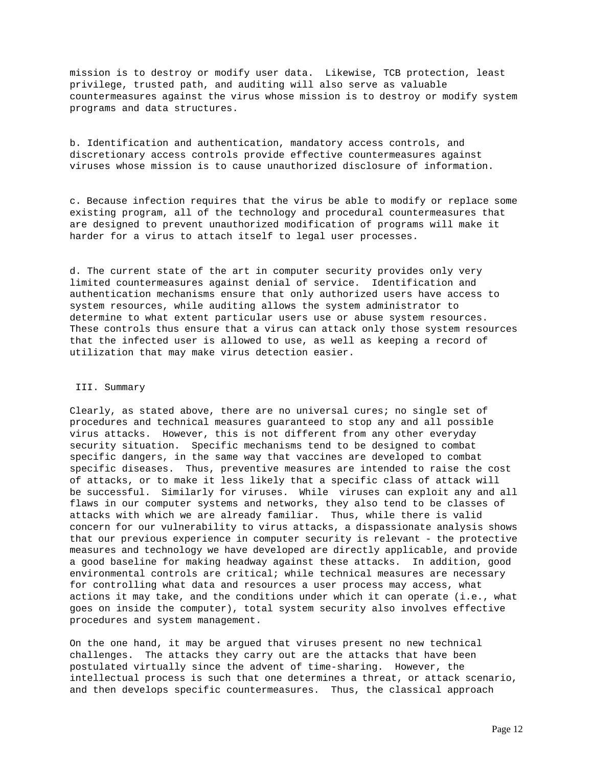mission is to destroy or modify user data. Likewise, TCB protection, least privilege, trusted path, and auditing will also serve as valuable countermeasures against the virus whose mission is to destroy or modify system programs and data structures.

b. Identification and authentication, mandatory access controls, and discretionary access controls provide effective countermeasures against viruses whose mission is to cause unauthorized disclosure of information.

c. Because infection requires that the virus be able to modify or replace some existing program, all of the technology and procedural countermeasures that are designed to prevent unauthorized modification of programs will make it harder for a virus to attach itself to legal user processes.

d. The current state of the art in computer security provides only very limited countermeasures against denial of service. Identification and authentication mechanisms ensure that only authorized users have access to system resources, while auditing allows the system administrator to determine to what extent particular users use or abuse system resources. These controls thus ensure that a virus can attack only those system resources that the infected user is allowed to use, as well as keeping a record of utilization that may make virus detection easier.

## III. Summary

Clearly, as stated above, there are no universal cures; no single set of procedures and technical measures guaranteed to stop any and all possible virus attacks. However, this is not different from any other everyday security situation. Specific mechanisms tend to be designed to combat specific dangers, in the same way that vaccines are developed to combat specific diseases. Thus, preventive measures are intended to raise the cost of attacks, or to make it less likely that a specific class of attack will be successful. Similarly for viruses. While viruses can exploit any and all flaws in our computer systems and networks, they also tend to be classes of attacks with which we are already familiar. Thus, while there is valid concern for our vulnerability to virus attacks, a dispassionate analysis shows that our previous experience in computer security is relevant - the protective measures and technology we have developed are directly applicable, and provide a good baseline for making headway against these attacks. In addition, good environmental controls are critical; while technical measures are necessary for controlling what data and resources a user process may access, what actions it may take, and the conditions under which it can operate (i.e., what goes on inside the computer), total system security also involves effective procedures and system management.

On the one hand, it may be argued that viruses present no new technical challenges. The attacks they carry out are the attacks that have been postulated virtually since the advent of time-sharing. However, the intellectual process is such that one determines a threat, or attack scenario, and then develops specific countermeasures. Thus, the classical approach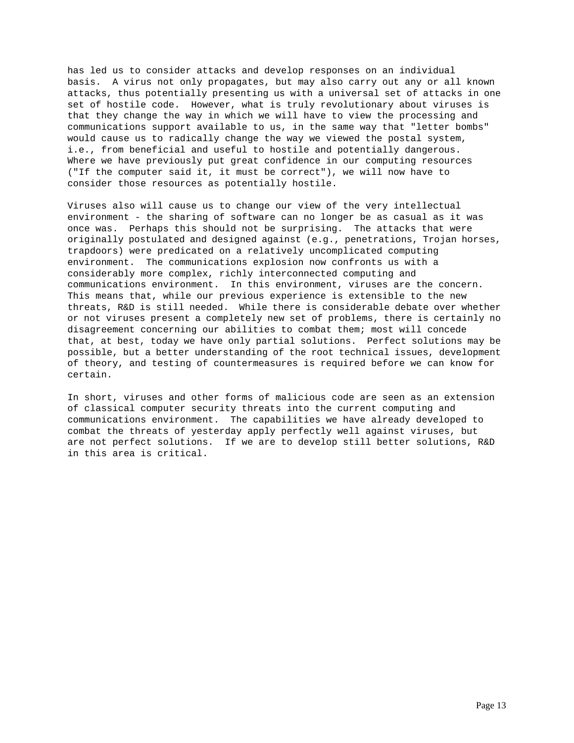has led us to consider attacks and develop responses on an individual basis. A virus not only propagates, but may also carry out any or all known attacks, thus potentially presenting us with a universal set of attacks in one set of hostile code. However, what is truly revolutionary about viruses is that they change the way in which we will have to view the processing and communications support available to us, in the same way that "letter bombs" would cause us to radically change the way we viewed the postal system, i.e., from beneficial and useful to hostile and potentially dangerous. Where we have previously put great confidence in our computing resources ("If the computer said it, it must be correct"), we will now have to consider those resources as potentially hostile.

Viruses also will cause us to change our view of the very intellectual environment - the sharing of software can no longer be as casual as it was once was. Perhaps this should not be surprising. The attacks that were originally postulated and designed against (e.g., penetrations, Trojan horses, trapdoors) were predicated on a relatively uncomplicated computing environment. The communications explosion now confronts us with a considerably more complex, richly interconnected computing and communications environment. In this environment, viruses are the concern. This means that, while our previous experience is extensible to the new threats, R&D is still needed. While there is considerable debate over whether or not viruses present a completely new set of problems, there is certainly no disagreement concerning our abilities to combat them; most will concede that, at best, today we have only partial solutions. Perfect solutions may be possible, but a better understanding of the root technical issues, development of theory, and testing of countermeasures is required before we can know for certain.

In short, viruses and other forms of malicious code are seen as an extension of classical computer security threats into the current computing and communications environment. The capabilities we have already developed to combat the threats of yesterday apply perfectly well against viruses, but are not perfect solutions. If we are to develop still better solutions, R&D in this area is critical.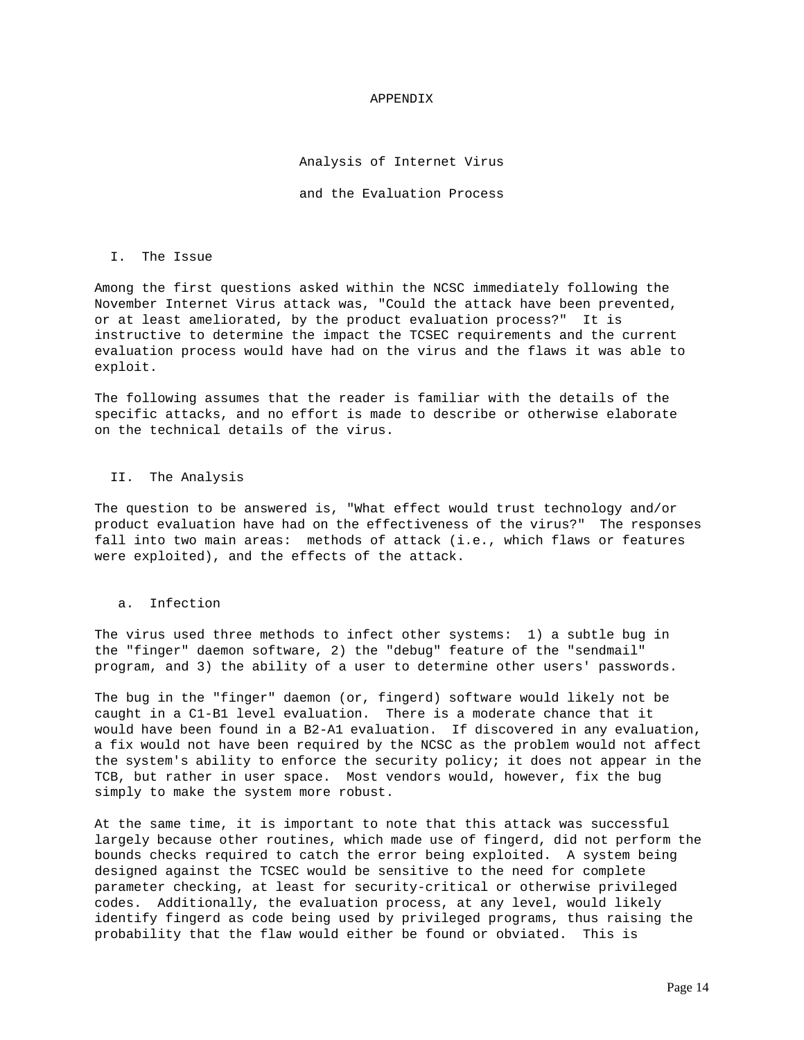# APPENDIX

## Analysis of Internet Virus and the Evaluation Process

### I. The Issue

Among the first questions asked within the NCSC immediately following the November Internet Virus attack was, "Could the attack have been prevented, or at least ameliorated, by the product evaluation process?" It is instructive to determine the impact the TCSEC requirements and the current evaluation process would have had on the virus and the flaws it was able to exploit.

The following assumes that the reader is familiar with the details of the specific attacks, and no effort is made to describe or otherwise elaborate on the technical details of the virus.

### II. The Analysis

The question to be answered is, "What effect would trust technology and/or product evaluation have had on the effectiveness of the virus?" The responses fall into two main areas: methods of attack (i.e., which flaws or features were exploited), and the effects of the attack.

#### a. Infection

The virus used three methods to infect other systems: 1) a subtle bug in the "finger" daemon software, 2) the "debug" feature of the "sendmail" program, and 3) the ability of a user to determine other users' passwords.

The bug in the "finger" daemon (or, fingerd) software would likely not be caught in a C1-B1 level evaluation. There is a moderate chance that it would have been found in a B2-A1 evaluation. If discovered in any evaluation, a fix would not have been required by the NCSC as the problem would not affect the system's ability to enforce the security policy; it does not appear in the TCB, but rather in user space. Most vendors would, however, fix the bug simply to make the system more robust.

At the same time, it is important to note that this attack was successful largely because other routines, which made use of fingerd, did not perform the bounds checks required to catch the error being exploited. A system being designed against the TCSEC would be sensitive to the need for complete parameter checking, at least for security-critical or otherwise privileged codes. Additionally, the evaluation process, at any level, would likely identify fingerd as code being used by privileged programs, thus raising the probability that the flaw would either be found or obviated. This is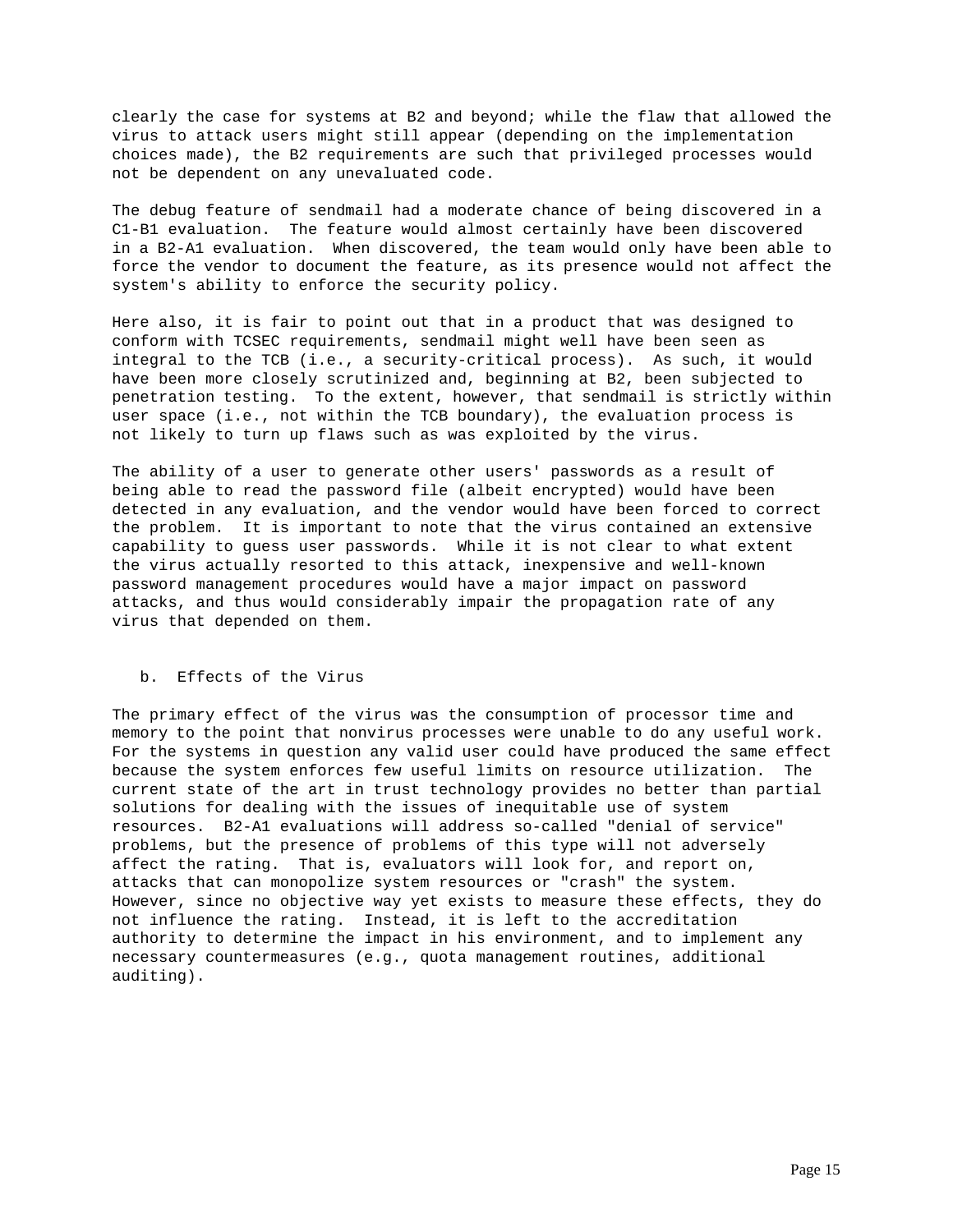clearly the case for systems at B2 and beyond; while the flaw that allowed the virus to attack users might still appear (depending on the implementation choices made), the B2 requirements are such that privileged processes would not be dependent on any unevaluated code.

The debug feature of sendmail had a moderate chance of being discovered in a C1-B1 evaluation. The feature would almost certainly have been discovered in a B2-A1 evaluation. When discovered, the team would only have been able to force the vendor to document the feature, as its presence would not affect the system's ability to enforce the security policy.

Here also, it is fair to point out that in a product that was designed to conform with TCSEC requirements, sendmail might well have been seen as integral to the TCB (i.e., a security-critical process). As such, it would have been more closely scrutinized and, beginning at B2, been subjected to penetration testing. To the extent, however, that sendmail is strictly within user space (i.e., not within the TCB boundary), the evaluation process is not likely to turn up flaws such as was exploited by the virus.

The ability of a user to generate other users' passwords as a result of being able to read the password file (albeit encrypted) would have been detected in any evaluation, and the vendor would have been forced to correct the problem. It is important to note that the virus contained an extensive capability to guess user passwords. While it is not clear to what extent the virus actually resorted to this attack, inexpensive and well-known password management procedures would have a major impact on password attacks, and thus would considerably impair the propagation rate of any virus that depended on them.

### b. Effects of the Virus

The primary effect of the virus was the consumption of processor time and memory to the point that nonvirus processes were unable to do any useful work. For the systems in question any valid user could have produced the same effect because the system enforces few useful limits on resource utilization. The current state of the art in trust technology provides no better than partial solutions for dealing with the issues of inequitable use of system resources. B2-A1 evaluations will address so-called "denial of service" problems, but the presence of problems of this type will not adversely affect the rating. That is, evaluators will look for, and report on, attacks that can monopolize system resources or "crash" the system. However, since no objective way yet exists to measure these effects, they do not influence the rating. Instead, it is left to the accreditation authority to determine the impact in his environment, and to implement any necessary countermeasures (e.g., quota management routines, additional auditing).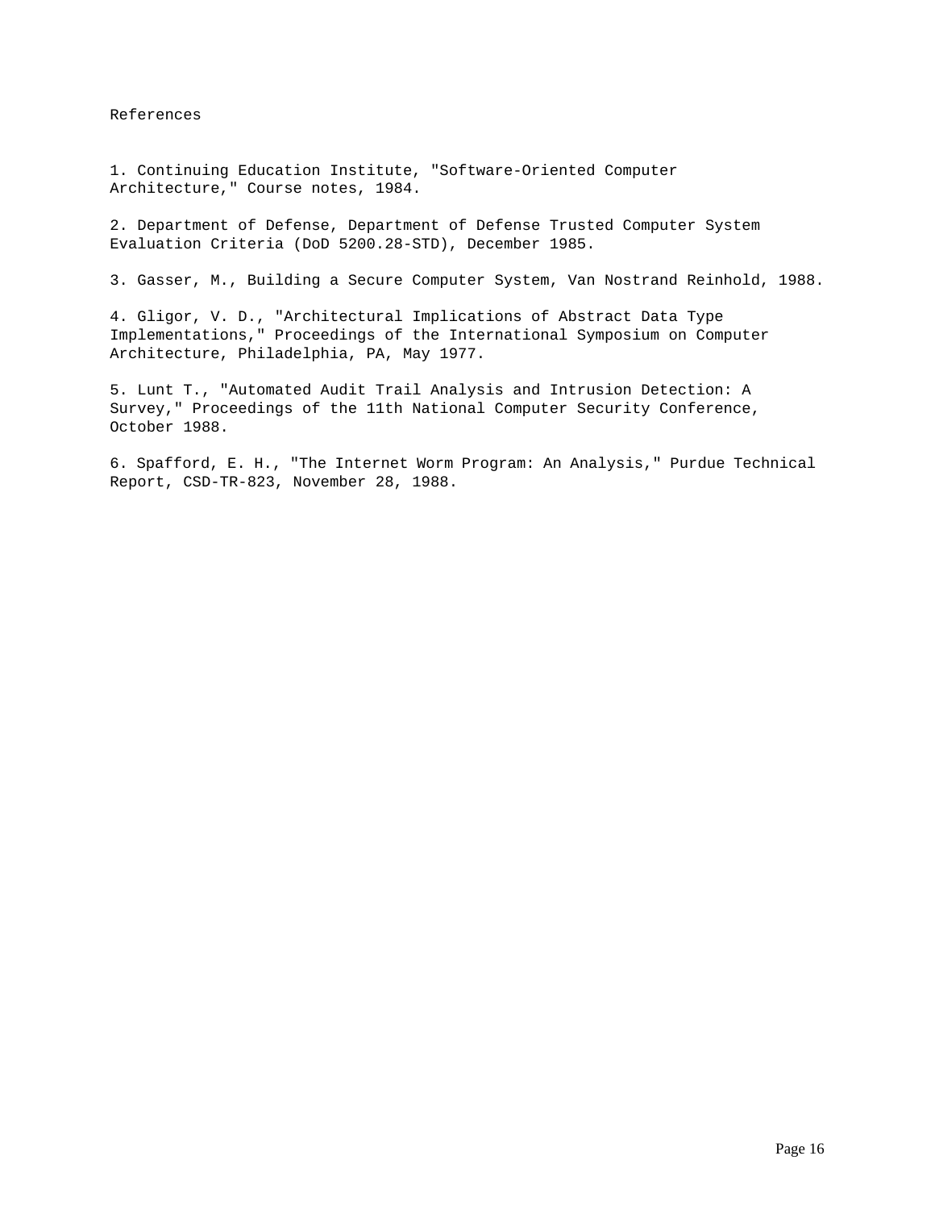# References

1. Continuing Education Institute, "Software-Oriented Computer Architecture," Course notes, 1984.

2. Department of Defense, Department of Defense Trusted Computer System Evaluation Criteria (DoD 5200.28-STD), December 1985.

3. Gasser, M., Building a Secure Computer System, Van Nostrand Reinhold, 1988.

4. Gligor, V. D., "Architectural Implications of Abstract Data Type Implementations," Proceedings of the International Symposium on Computer Architecture, Philadelphia, PA, May 1977.

5. Lunt T., "Automated Audit Trail Analysis and Intrusion Detection: A Survey," Proceedings of the 11th National Computer Security Conference, October 1988.

6. Spafford, E. H., "The Internet Worm Program: An Analysis," Purdue Technical Report, CSD-TR-823, November 28, 1988.